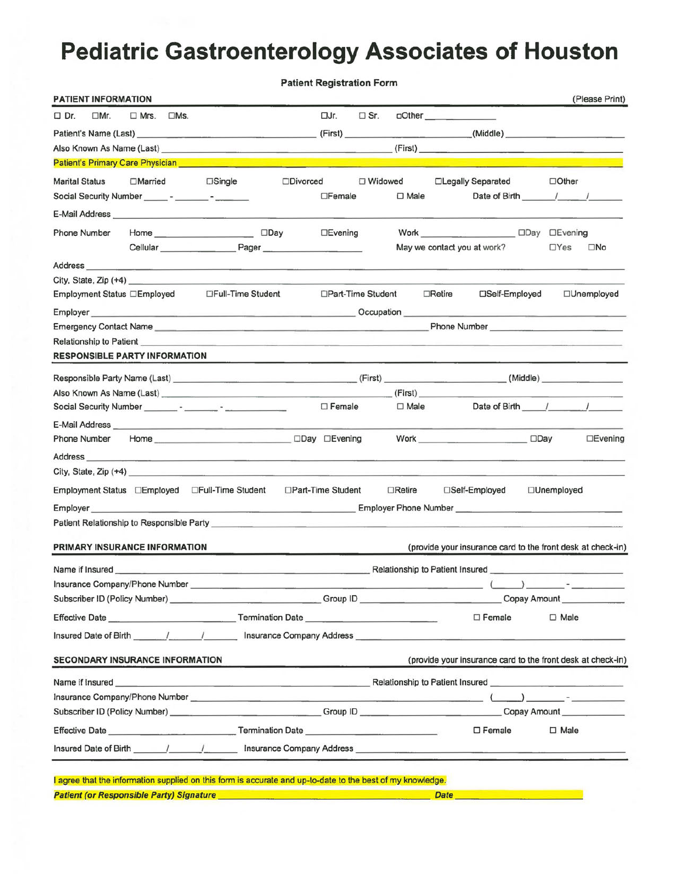# Pediatric Gastroenterology Associates of Houston

**Patient Registration Form**

## PATIENT INFORMATION

(Please Print)

☐ Dr. ☐Mr. ☐ Mrs. ☐Ms. ☐Jr. ☐ Sr. ☐Other ______________

Patient's Name (Last) ______________________ (First) ______________________ (Middle) ______________________

Also Known As Name (Last) ______________________ (First) ______________________

Patient's Primary Care Physician ______________________

Marital Status ☐Married ☐Single ☐Divorced ☐ Widowed ☐Legally Separated ☐Other

Social Security Number _____ - _______ - _______ ☐Female ☐ Male Date of Birth ______/______/______

E-Mail Address ______________________

Phone Number Home ______________________ ☐Day ☐Evening Work ______________________ ☐Day ☐Evening

Cellular ______________ Pager ______________ May we contact you at work? ☐Yes ☐No

Address ______________________

City, State, Zip (+4) ______________________

Employment Status ☐Employed ☐Full-Time Student ☐Part-Time Student ☐Retire ☐Self-Employed ☐Unemployed

Employer ______________________ Occupation ______________________

Emergency Contact Name ______________________ Phone Number ______________________

Relationship to Patient ______________________

## RESPONSIBLE PARTY INFORMATION

Responsible Party Name (Last) ______________________ (First) ______________________ (Middle) ______________________

Also Known As Name (Last) ______________________ (First) ______________________

Social Security Number _______ - _______ - ___________ ☐ Female ☐ Male Date of Birth _____/_______/_______

E-Mail Address ______________________

Phone Number Home ______________________ ☐Day ☐Evening Work ______________________ ☐Day ☐Evening

Address ______________________

City, State, Zip (+4) ______________________

Employment Status ☐Employed ☐Full-Time Student ☐Part-Time Student ☐Retire ☐Self-Employed ☐Unemployed

Employer ______________________ Employer Phone Number ______________________

Patient Relationship to Responsible Party ______________________

## PRIMARY INSURANCE INFORMATION

(provide your insurance card to the front desk at check-in)

Name if Insured ______________________ Relationship to Patient Insured ______________________

Insurance Company/Phone Number ______________________ (_____) _______ - __________

Subscriber ID (Policy Number) ______________________ Group ID ______________________ Copay Amount ____________

Effective Date ______________________ Termination Date ______________________ ☐ Female ☐ Male

Insured Date of Birth ______/______/______ Insurance Company Address ______________________

## SECONDARY INSURANCE INFORMATION

(provide your insurance card to the front desk at check-in)

Name if Insured ______________________ Relationship to Patient Insured ______________________

Insurance Company/Phone Number ______________________ (_____) _______ - __________

Subscriber ID (Policy Number) ______________________ Group ID ______________________ Copay Amount ____________

Effective Date ______________________ Termination Date ______________________ ☐ Female ☐ Male

Insured Date of Birth ______/______/______ Insurance Company Address ______________________

I agree that the information supplied on this form is accurate and up-to-date to the best of my knowledge.

***Patient (or Responsible Party) Signature*** ______________________ ***Date*** ______________________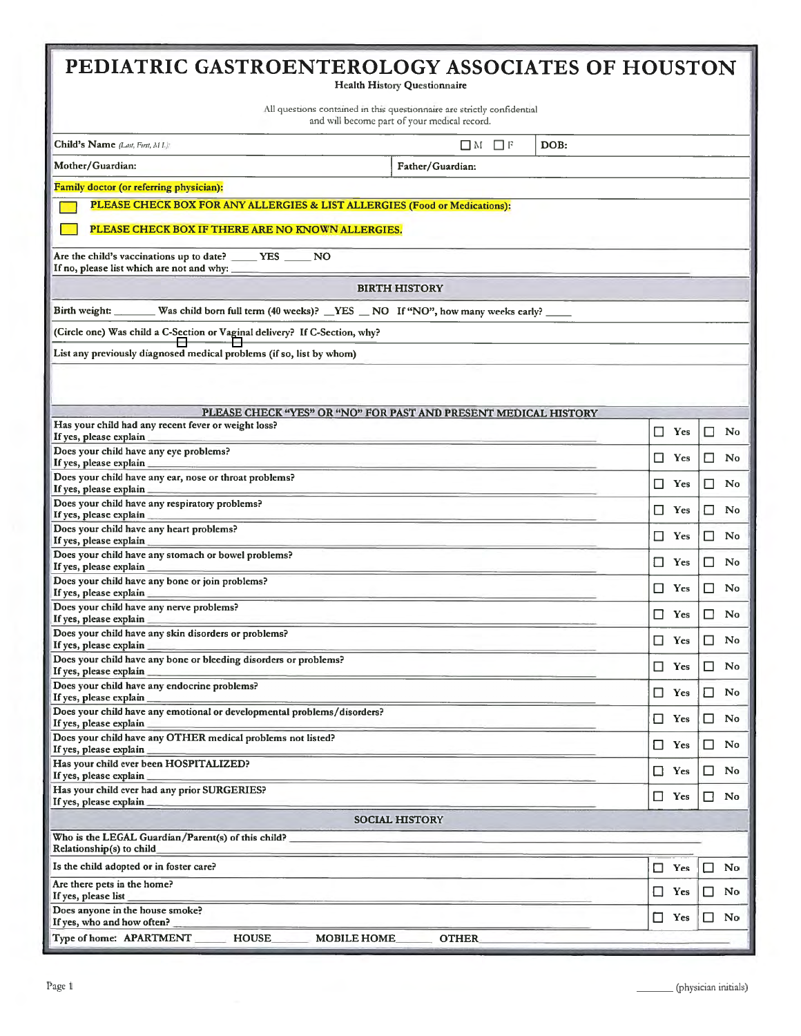# PEDIATRIC GASTROENTEROLOGY ASSOCIATES OF HOUSTON

**Health History Questionnaire**

All questions contained in this questionnaire are strictly confidential and will become part of your medical record.

| | | | |
|---|---|---|---|
| **Child's Name** *(Last, First, M.I.)*: | ☐ M ☐ F | **DOB:** | |
| **Mother/Guardian:** | **Father/Guardian:** | | |

**Family doctor (or referring physician):**

☐ **PLEASE CHECK BOX FOR ANY ALLERGIES & LIST ALLERGIES (Food or Medications):**

☐ **PLEASE CHECK BOX IF THERE ARE NO KNOWN ALLERGIES.**

**Are the child's vaccinations up to date?** _____ **YES** _____ **NO**
**If no, please list which are not and why:** ____________________

## BIRTH HISTORY

**Birth weight:** _______ **Was child born full term (40 weeks)?** __**YES** __ **NO** **If "NO", how many weeks early?** _____

**(Circle one) Was child a C-Section ☐ or Vaginal ☐ delivery? If C-Section, why?**

**List any previously diagnosed medical problems (if so, list by whom)**

## PLEASE CHECK "YES" OR "NO" FOR PAST AND PRESENT MEDICAL HISTORY

| Question | Yes | No |
|---|---|---|
| **Has your child had any recent fever or weight loss?** If yes, please explain ____________ | ☐ Yes | ☐ No |
| **Does your child have any eye problems?** If yes, please explain ____________ | ☐ Yes | ☐ No |
| **Does your child have any ear, nose or throat problems?** If yes, please explain ____________ | ☐ Yes | ☐ No |
| **Does your child have any respiratory problems?** If yes, please explain ____________ | ☐ Yes | ☐ No |
| **Does your child have any heart problems?** If yes, please explain ____________ | ☐ Yes | ☐ No |
| **Does your child have any stomach or bowel problems?** If yes, please explain ____________ | ☐ Yes | ☐ No |
| **Does your child have any bone or join problems?** If yes, please explain ____________ | ☐ Yes | ☐ No |
| **Does your child have any nerve problems?** If yes, please explain ____________ | ☐ Yes | ☐ No |
| **Does your child have any skin disorders or problems?** If yes, please explain ____________ | ☐ Yes | ☐ No |
| **Does your child have any bone or bleeding disorders or problems?** If yes, please explain ____________ | ☐ Yes | ☐ No |
| **Does your child have any endocrine problems?** If yes, please explain ____________ | ☐ Yes | ☐ No |
| **Does your child have any emotional or developmental problems/disorders?** If yes, please explain ____________ | ☐ Yes | ☐ No |
| **Does your child have any OTHER medical problems not listed?** If yes, please explain ____________ | ☐ Yes | ☐ No |
| **Has your child ever been HOSPITALIZED?** If yes, please explain ____________ | ☐ Yes | ☐ No |
| **Has your child ever had any prior SURGERIES?** If yes, please explain ____________ | ☐ Yes | ☐ No |

## SOCIAL HISTORY

**Who is the LEGAL Guardian/Parent(s) of this child?** ____________
**Relationship(s) to child** ____________

| Question | Yes | No |
|---|---|---|
| **Is the child adopted or in foster care?** | ☐ Yes | ☐ No |
| **Are there pets in the home?** If yes, please list ____________ | ☐ Yes | ☐ No |
| **Does anyone in the house smoke?** If yes, who and how often? ____________ | ☐ Yes | ☐ No |

**Type of home: APARTMENT** _____ **HOUSE** _____ **MOBILE HOME** _____ **OTHER** ____________

_______ (physician initials)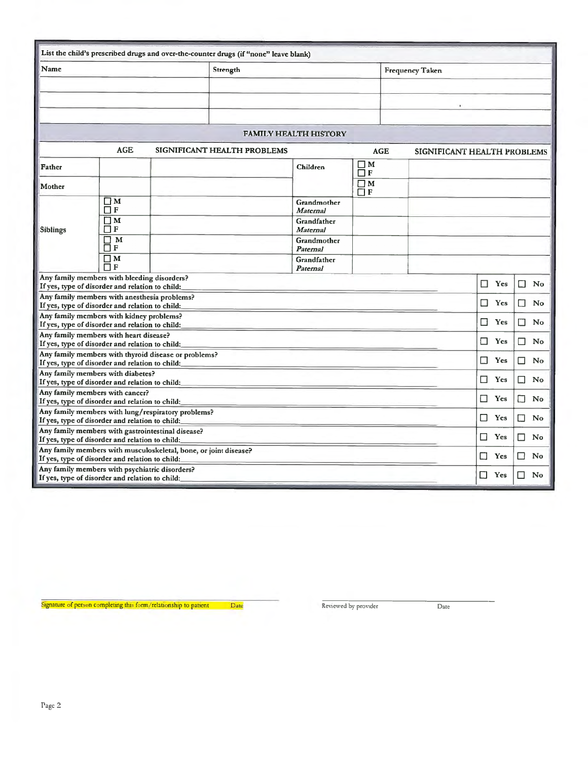| List the child's prescribed drugs and over-the-counter drugs (if "none" leave blank) | | |
|---|---|---|
| Name | Strength | Frequency Taken |
| | | |
| | | |
| | | |

## FAMILY HEALTH HISTORY

| | AGE | SIGNIFICANT HEALTH PROBLEMS | | AGE | SIGNIFICANT HEALTH PROBLEMS |
|---|---|---|---|---|---|
| Father | | | Children | ☐ M ☐ F | |
| Mother | | | | ☐ M ☐ F | |
| Siblings | ☐ M ☐ F | | Grandmother *Maternal* | | |
| | ☐ M ☐ F | | Grandfather *Maternal* | | |
| | ☐ M ☐ F | | Grandmother *Paternal* | | |
| | ☐ M ☐ F | | Grandfather *Paternal* | | |

| | | |
|---|---|---|
| Any family members with bleeding disorders?<br>If yes, type of disorder and relation to child:\_\_\_\_\_\_\_\_ | ☐ Yes | ☐ No |
| Any family members with anesthesia problems?<br>If yes, type of disorder and relation to child:\_\_\_\_\_\_\_\_ | ☐ Yes | ☐ No |
| Any family members with kidney problems?<br>If yes, type of disorder and relation to child:\_\_\_\_\_\_\_\_ | ☐ Yes | ☐ No |
| Any family members with heart disease?<br>If yes, type of disorder and relation to child:\_\_\_\_\_\_\_\_ | ☐ Yes | ☐ No |
| Any family members with thyroid disease or problems?<br>If yes, type of disorder and relation to child:\_\_\_\_\_\_\_\_ | ☐ Yes | ☐ No |
| Any family members with diabetes?<br>If yes, type of disorder and relation to child:\_\_\_\_\_\_\_\_ | ☐ Yes | ☐ No |
| Any family members with cancer?<br>If yes, type of disorder and relation to child:\_\_\_\_\_\_\_\_ | ☐ Yes | ☐ No |
| Any family members with lung/respiratory problems?<br>If yes, type of disorder and relation to child:\_\_\_\_\_\_\_\_ | ☐ Yes | ☐ No |
| Any family members with gastrointestinal disease?<br>If yes, type of disorder and relation to child:\_\_\_\_\_\_\_\_ | ☐ Yes | ☐ No |
| Any family members with musculoskeletal, bone, or joint disease?<br>If yes, type of disorder and relation to child:\_\_\_\_\_\_\_\_ | ☐ Yes | ☐ No |
| Any family members with psychiatric disorders?<br>If yes, type of disorder and relation to child:\_\_\_\_\_\_\_\_ | ☐ Yes | ☐ No |

\_\_\_\_\_\_\_\_\_\_\_\_\_\_\_\_\_\_\_\_\_\_\_\_\_\_\_\_\_\_\_\_\_\_\_\_
Signature of person completing this form/relationship to patient Date

\_\_\_\_\_\_\_\_\_\_\_\_\_\_\_\_\_\_\_\_\_\_\_\_\_\_\_\_\_\_\_\_\_\_\_\_
Reviewed by provider Date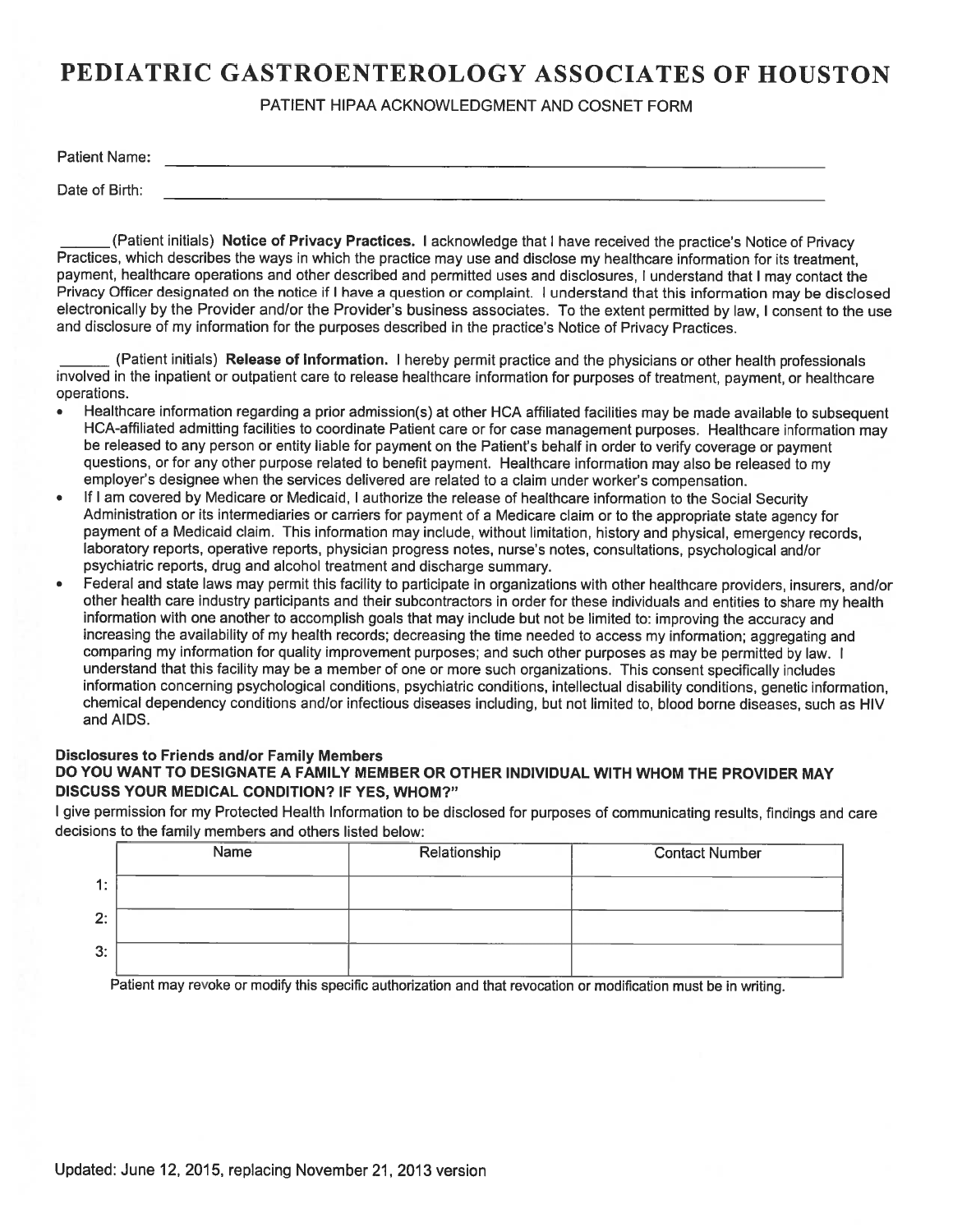# PEDIATRIC GASTROENTEROLOGY ASSOCIATES OF HOUSTON

PATIENT HIPAA ACKNOWLEDGMENT AND COSNET FORM

Patient Name: ______________________________________________

Date of Birth: ______________________________________________

______(Patient initials) **Notice of Privacy Practices.** I acknowledge that I have received the practice's Notice of Privacy Practices, which describes the ways in which the practice may use and disclose my healthcare information for its treatment, payment, healthcare operations and other described and permitted uses and disclosures, I understand that I may contact the Privacy Officer designated on the notice if I have a question or complaint. I understand that this information may be disclosed electronically by the Provider and/or the Provider's business associates. To the extent permitted by law, I consent to the use and disclosure of my information for the purposes described in the practice's Notice of Privacy Practices.

______ (Patient initials) **Release of Information.** I hereby permit practice and the physicians or other health professionals involved in the inpatient or outpatient care to release healthcare information for purposes of treatment, payment, or healthcare operations.

- Healthcare information regarding a prior admission(s) at other HCA affiliated facilities may be made available to subsequent HCA-affiliated admitting facilities to coordinate Patient care or for case management purposes. Healthcare information may be released to any person or entity liable for payment on the Patient's behalf in order to verify coverage or payment questions, or for any other purpose related to benefit payment. Healthcare information may also be released to my employer's designee when the services delivered are related to a claim under worker's compensation.
- If I am covered by Medicare or Medicaid, I authorize the release of healthcare information to the Social Security Administration or its intermediaries or carriers for payment of a Medicare claim or to the appropriate state agency for payment of a Medicaid claim. This information may include, without limitation, history and physical, emergency records, laboratory reports, operative reports, physician progress notes, nurse's notes, consultations, psychological and/or psychiatric reports, drug and alcohol treatment and discharge summary.
- Federal and state laws may permit this facility to participate in organizations with other healthcare providers, insurers, and/or other health care industry participants and their subcontractors in order for these individuals and entities to share my health information with one another to accomplish goals that may include but not be limited to: improving the accuracy and increasing the availability of my health records; decreasing the time needed to access my information; aggregating and comparing my information for quality improvement purposes; and such other purposes as may be permitted by law. I understand that this facility may be a member of one or more such organizations. This consent specifically includes information concerning psychological conditions, psychiatric conditions, intellectual disability conditions, genetic information, chemical dependency conditions and/or infectious diseases including, but not limited to, blood borne diseases, such as HIV and AIDS.

**Disclosures to Friends and/or Family Members**

**DO YOU WANT TO DESIGNATE A FAMILY MEMBER OR OTHER INDIVIDUAL WITH WHOM THE PROVIDER MAY DISCUSS YOUR MEDICAL CONDITION? IF YES, WHOM?"**

I give permission for my Protected Health Information to be disclosed for purposes of communicating results, findings and care decisions to the family members and others listed below:

| | Name | Relationship | Contact Number |
|---|---|---|---|
| 1: | | | |
| 2: | | | |
| 3: | | | |

Patient may revoke or modify this specific authorization and that revocation or modification must be in writing.

Updated: June 12, 2015, replacing November 21, 2013 version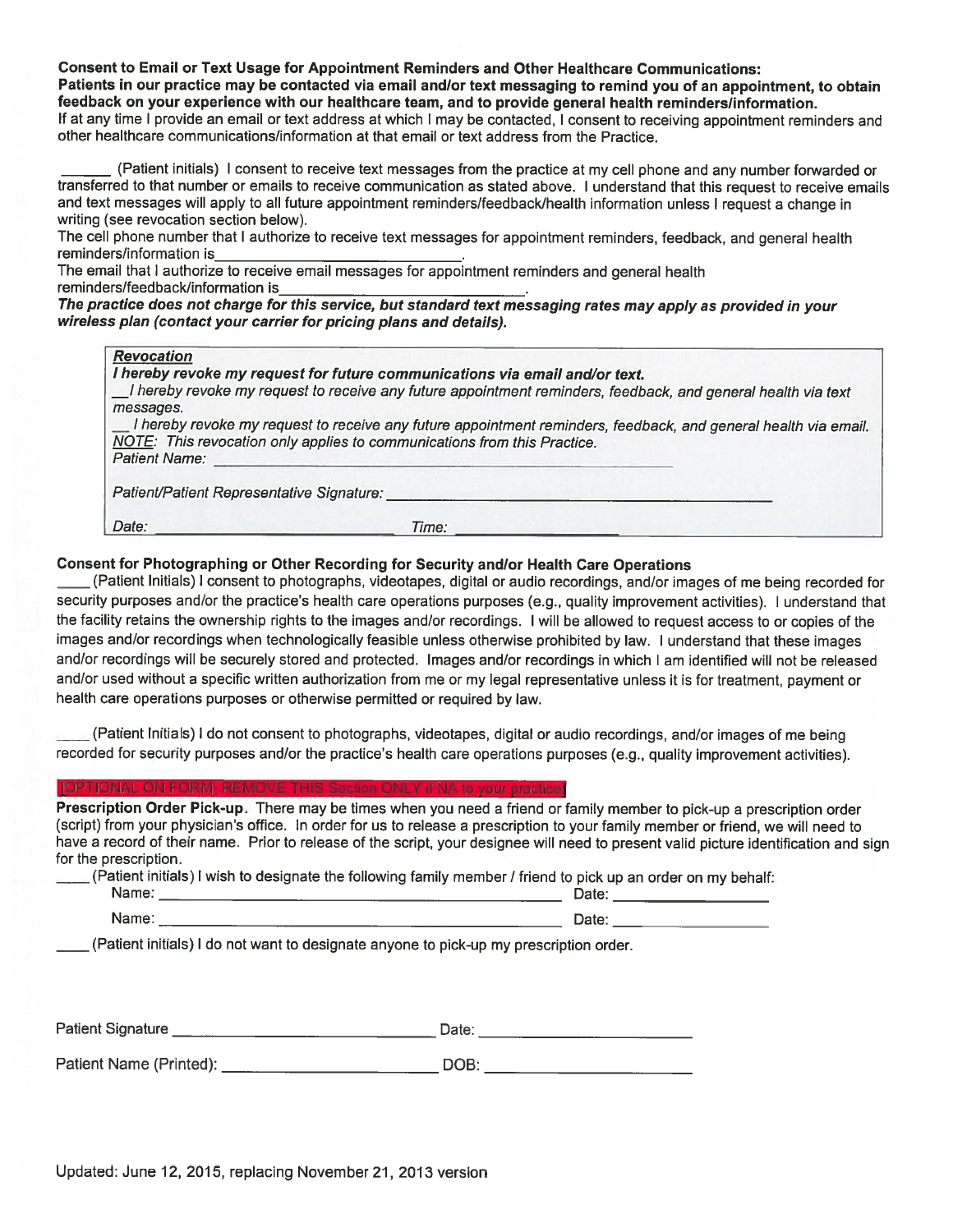**Consent to Email or Text Usage for Appointment Reminders and Other Healthcare Communications:**
**Patients in our practice may be contacted via email and/or text messaging to remind you of an appointment, to obtain feedback on your experience with our healthcare team, and to provide general health reminders/information.**
If at any time I provide an email or text address at which I may be contacted, I consent to receiving appointment reminders and other healthcare communications/information at that email or text address from the Practice.

______ (Patient initials) I consent to receive text messages from the practice at my cell phone and any number forwarded or transferred to that number or emails to receive communication as stated above. I understand that this request to receive emails and text messages will apply to all future appointment reminders/feedback/health information unless I request a change in writing (see revocation section below).
The cell phone number that I authorize to receive text messages for appointment reminders, feedback, and general health reminders/information is______________________________.
The email that I authorize to receive email messages for appointment reminders and general health reminders/feedback/information is______________________________.
***The practice does not charge for this service, but standard text messaging rates may apply as provided in your wireless plan (contact your carrier for pricing plans and details).***

***Revocation***
***I hereby revoke my request for future communications via email and/or text.***
*__I hereby revoke my request to receive any future appointment reminders, feedback, and general health via text messages.*
*__ I hereby revoke my request to receive any future appointment reminders, feedback, and general health via email.*
*NOTE: This revocation only applies to communications from this Practice.*
*Patient Name:* ______________________________

*Patient/Patient Representative Signature:* ______________________________

*Date:* ______________________________ *Time:* ______________________________

**Consent for Photographing or Other Recording for Security and/or Health Care Operations**
____ (Patient Initials) I consent to photographs, videotapes, digital or audio recordings, and/or images of me being recorded for security purposes and/or the practice's health care operations purposes (e.g., quality improvement activities). I understand that the facility retains the ownership rights to the images and/or recordings. I will be allowed to request access to or copies of the images and/or recordings when technologically feasible unless otherwise prohibited by law. I understand that these images and/or recordings will be securely stored and protected. Images and/or recordings in which I am identified will not be released and/or used without a specific written authorization from me or my legal representative unless it is for treatment, payment or health care operations purposes or otherwise permitted or required by law.

____ (Patient Initials) I do not consent to photographs, videotapes, digital or audio recordings, and/or images of me being recorded for security purposes and/or the practice's health care operations purposes (e.g., quality improvement activities).

[OPTIONAL ON FORM- REMOVE THIS Section ONLY if NA to your practice]
**Prescription Order Pick-up.** There may be times when you need a friend or family member to pick-up a prescription order (script) from your physician's office. In order for us to release a prescription to your family member or friend, we will need to have a record of their name. Prior to release of the script, your designee will need to present valid picture identification and sign for the prescription.
____ (Patient initials) I wish to designate the following family member / friend to pick up an order on my behalf:
Name: ______________________________ Date: ______________
Name: ______________________________ Date: ______________
____ (Patient initials) I do not want to designate anyone to pick-up my prescription order.

Patient Signature ______________________________ Date: ______________________________

Patient Name (Printed): ______________________________ DOB: ______________________________

Updated: June 12, 2015, replacing November 21, 2013 version